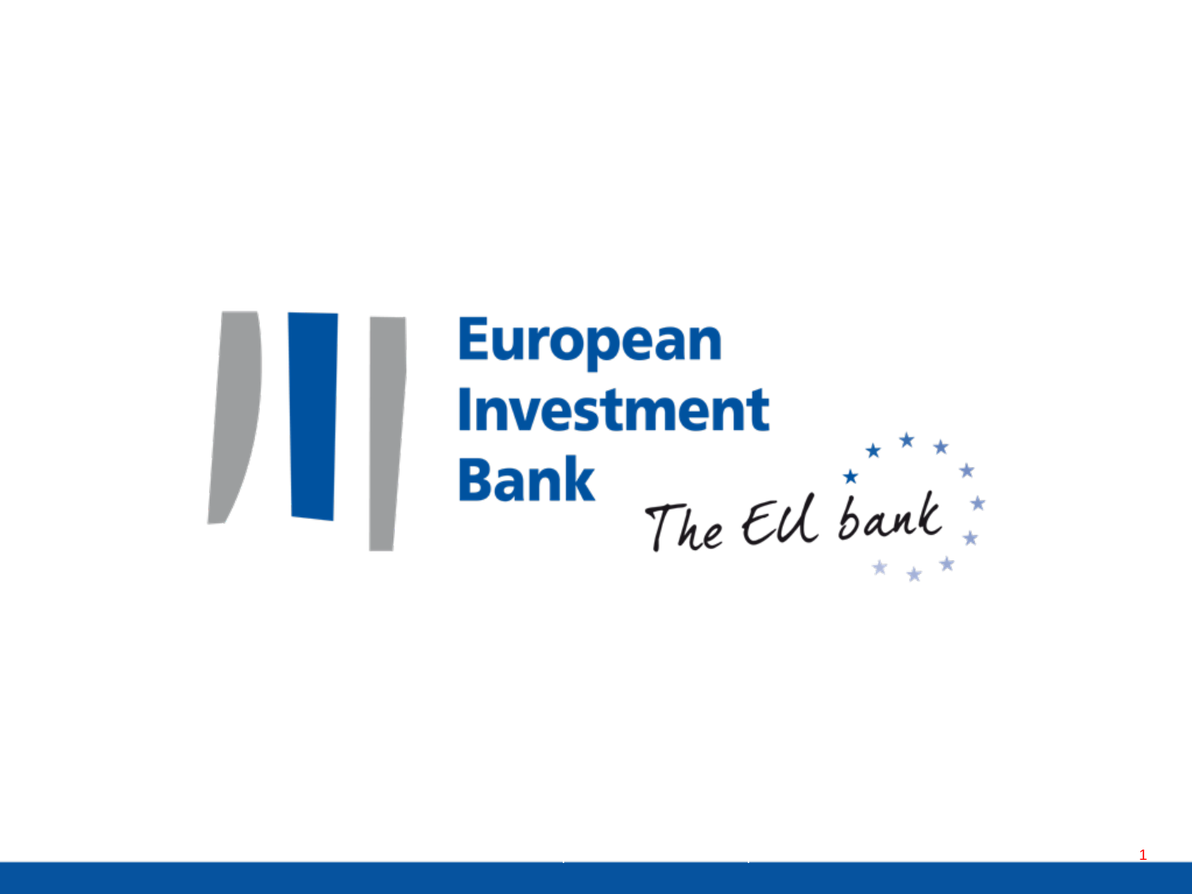European Investment Bank

The EU bank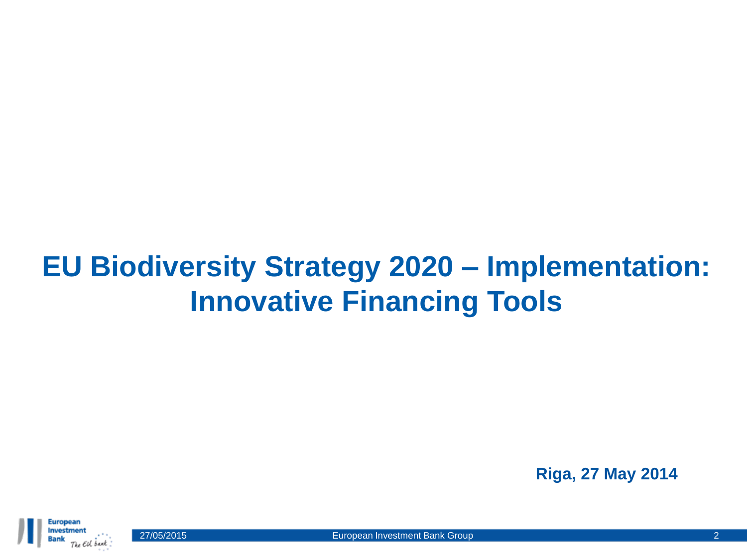# EU Biodiversity Strategy 2020 – Implementation: Innovative Financing Tools

**Riga, 27 May 2014**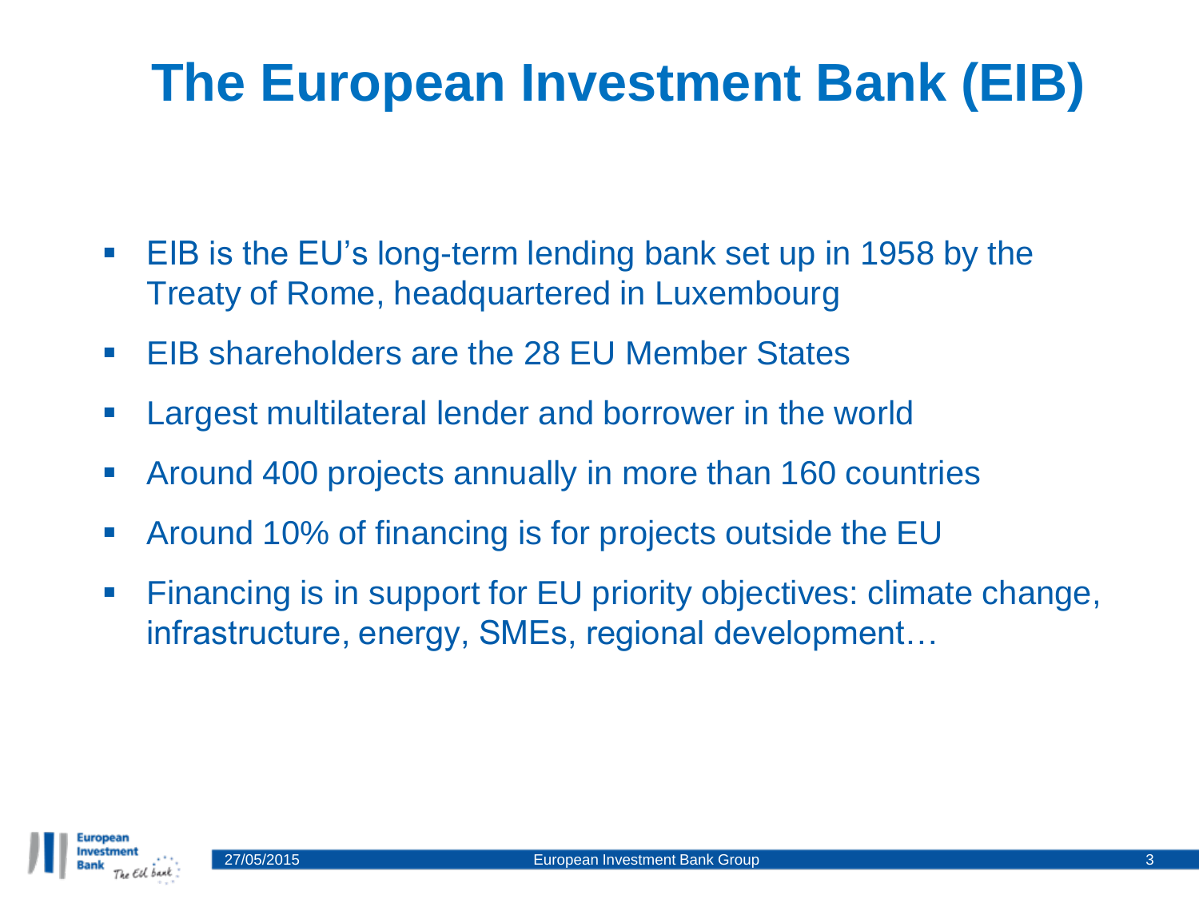# The European Investment Bank (EIB)

- EIB is the EU's long-term lending bank set up in 1958 by the Treaty of Rome, headquartered in Luxembourg
- EIB shareholders are the 28 EU Member States
- Largest multilateral lender and borrower in the world
- Around 400 projects annually in more than 160 countries
- Around 10% of financing is for projects outside the EU
- Financing is in support for EU priority objectives: climate change, infrastructure, energy, SMEs, regional development…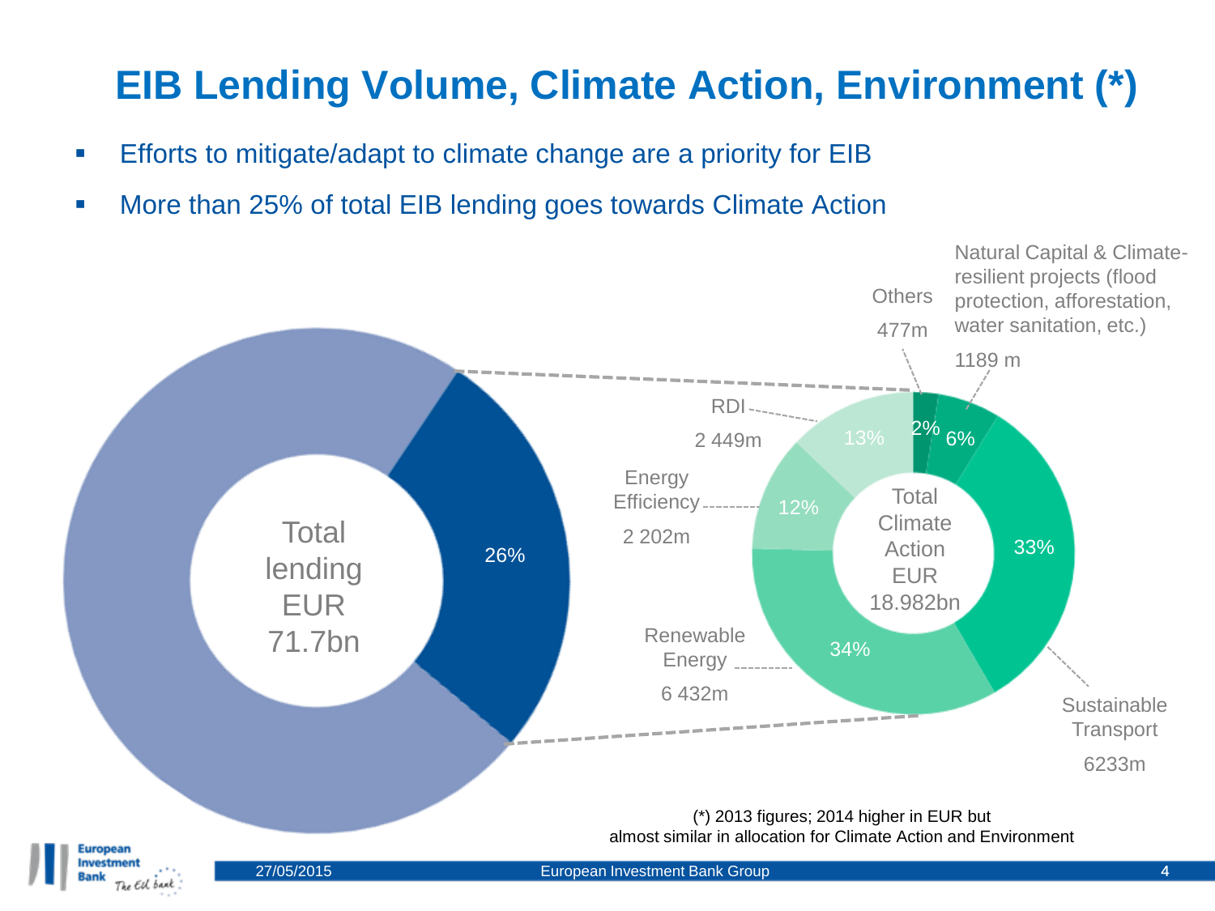# EIB Lending Volume, Climate Action, Environment (*)

- Efforts to mitigate/adapt to climate change are a priority for EIB
- More than 25% of total EIB lending goes towards Climate Action

Total lending EUR 71.7bn

26%

Total Climate Action EUR 18.982bn

| Category | Amount | Share |
|---|---|---|
| Others | 477m | 2% |
| Natural Capital & Climate-resilient projects (flood protection, afforestation, water sanitation, etc.) | 1189 m | 6% |
| Sustainable Transport | 6233m | 33% |
| Renewable Energy | 6 432m | 34% |
| Energy Efficiency | 2 202m | 12% |
| RDI | 2 449m | 13% |

(*) 2013 figures; 2014 higher in EUR but almost similar in allocation for Climate Action and Environment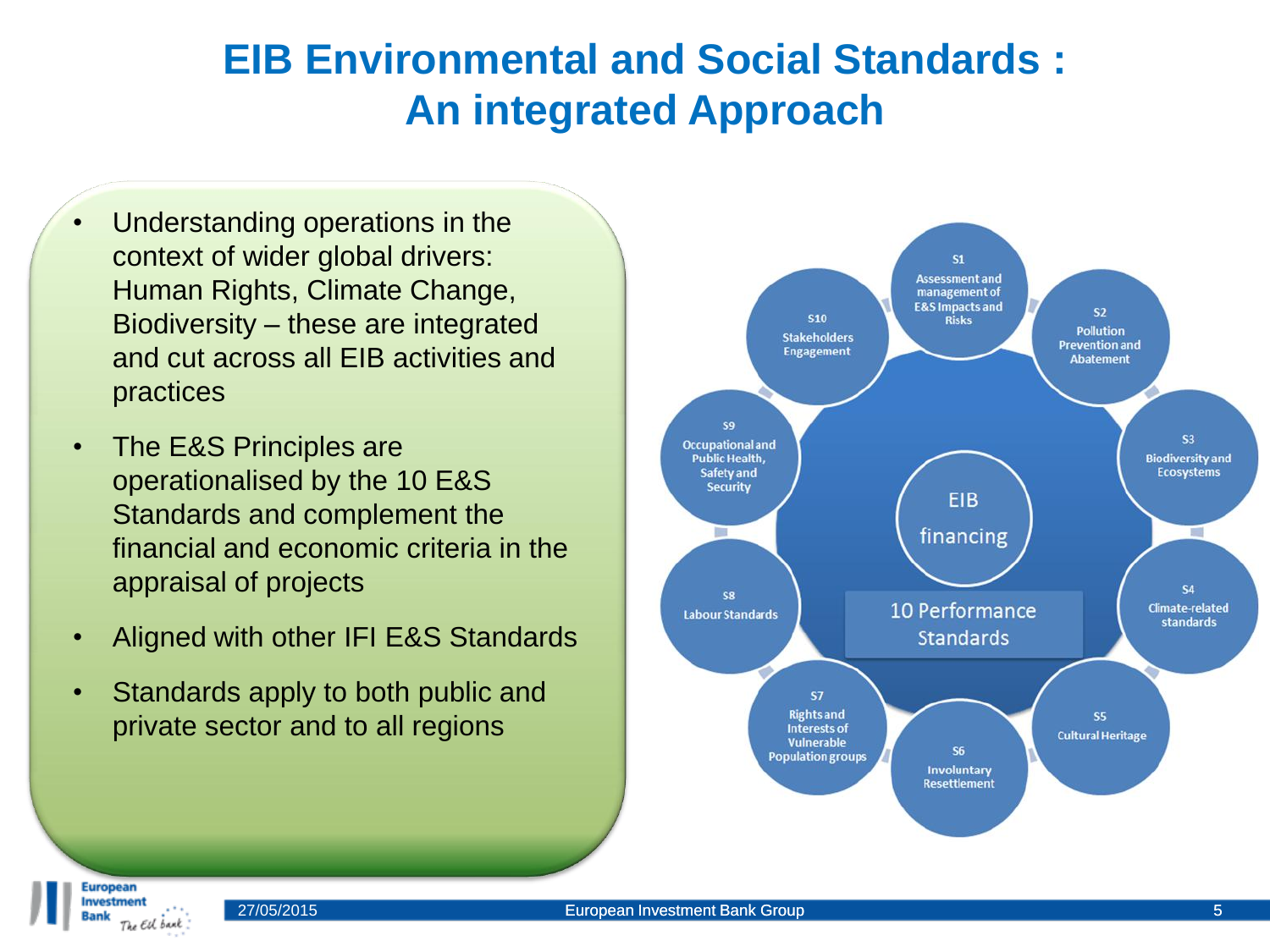# EIB Environmental and Social Standards : An integrated Approach

- Understanding operations in the context of wider global drivers: Human Rights, Climate Change, Biodiversity – these are integrated and cut across all EIB activities and practices
- The E&S Principles are operationalised by the 10 E&S Standards and complement the financial and economic criteria in the appraisal of projects
- Aligned with other IFI E&S Standards
- Standards apply to both public and private sector and to all regions

EIB financing

10 Performance Standards

- S1 Assessment and management of E&S Impacts and Risks
- S2 Pollution Prevention and Abatement
- S3 Biodiversity and Ecosystems
- S4 Climate-related standards
- S5 Cultural Heritage
- S6 Involuntary Resettlement
- S7 Rights and Interests of Vulnerable Population groups
- S8 Labour Standards
- S9 Occupational and Public Health, Safety and Security
- S10 Stakeholders Engagement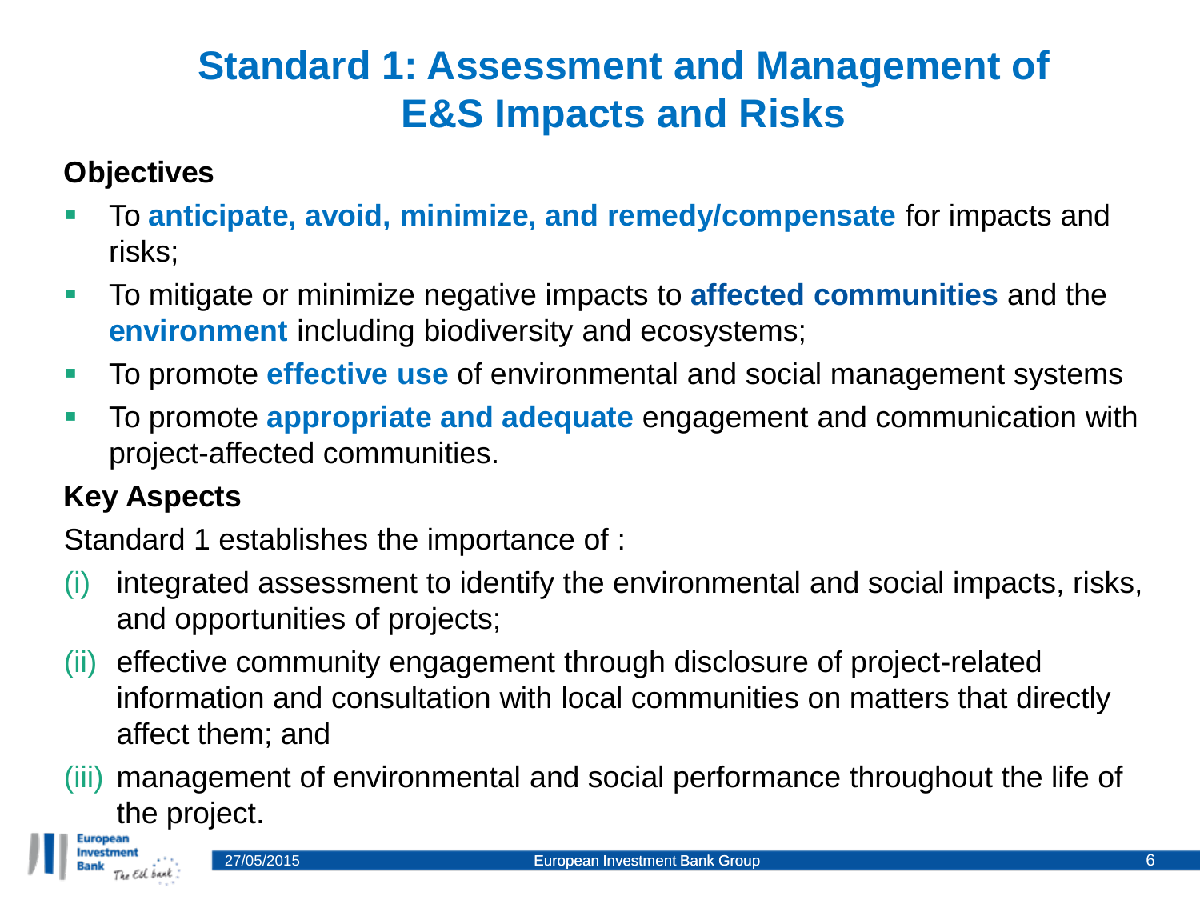# Standard 1: Assessment and Management of E&S Impacts and Risks

**Objectives**

- To **anticipate, avoid, minimize, and remedy/compensate** for impacts and risks;
- To mitigate or minimize negative impacts to **affected communities** and the **environment** including biodiversity and ecosystems;
- To promote **effective use** of environmental and social management systems
- To promote **appropriate and adequate** engagement and communication with project-affected communities.

**Key Aspects**

Standard 1 establishes the importance of :

(i) integrated assessment to identify the environmental and social impacts, risks, and opportunities of projects;

(ii) effective community engagement through disclosure of project-related information and consultation with local communities on matters that directly affect them; and

(iii) management of environmental and social performance throughout the life of the project.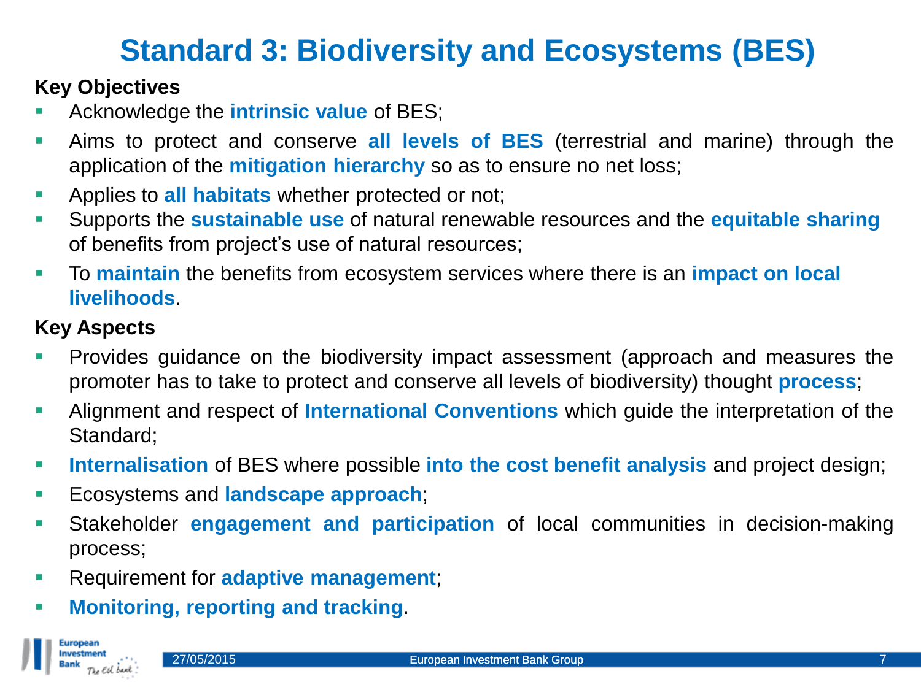# Standard 3: Biodiversity and Ecosystems (BES)

**Key Objectives**

- Acknowledge the **intrinsic value** of BES;
- Aims to protect and conserve **all levels of BES** (terrestrial and marine) through the application of the **mitigation hierarchy** so as to ensure no net loss;
- Applies to **all habitats** whether protected or not;
- Supports the **sustainable use** of natural renewable resources and the **equitable sharing** of benefits from project's use of natural resources;
- To **maintain** the benefits from ecosystem services where there is an **impact on local livelihoods**.

**Key Aspects**

- Provides guidance on the biodiversity impact assessment (approach and measures the promoter has to take to protect and conserve all levels of biodiversity) thought **process**;
- Alignment and respect of **International Conventions** which guide the interpretation of the Standard;
- **Internalisation** of BES where possible **into the cost benefit analysis** and project design;
- Ecosystems and **landscape approach**;
- Stakeholder **engagement and participation** of local communities in decision-making process;
- Requirement for **adaptive management**;
- **Monitoring, reporting and tracking**.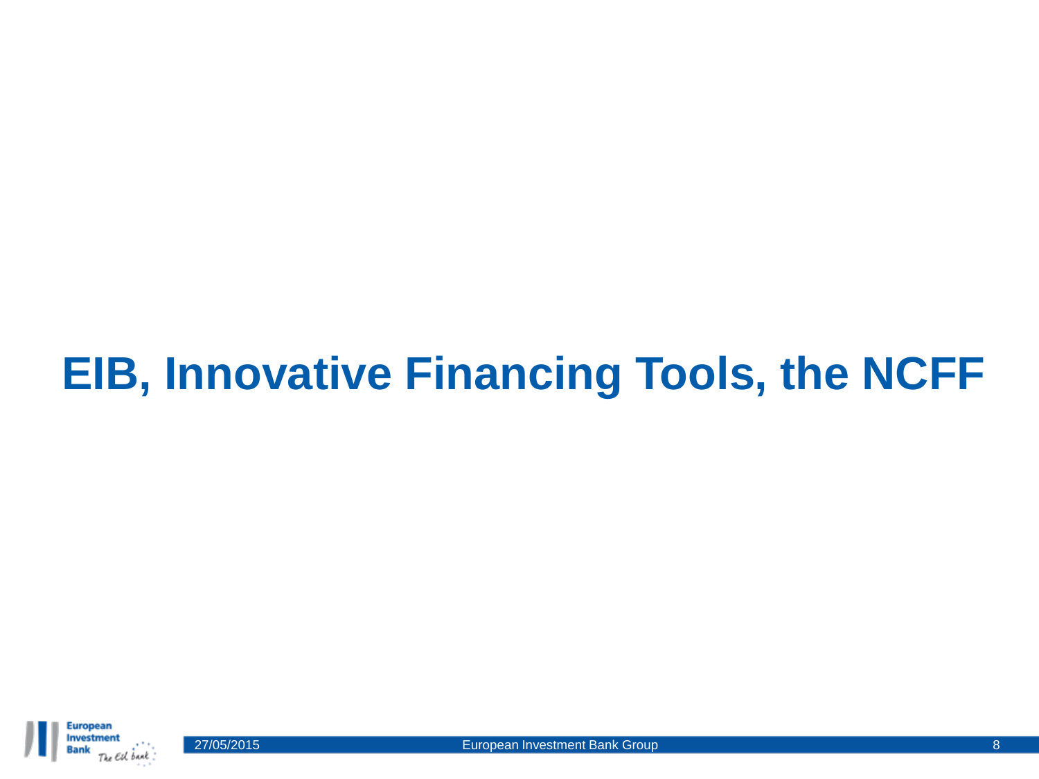# EIB, Innovative Financing Tools, the NCFF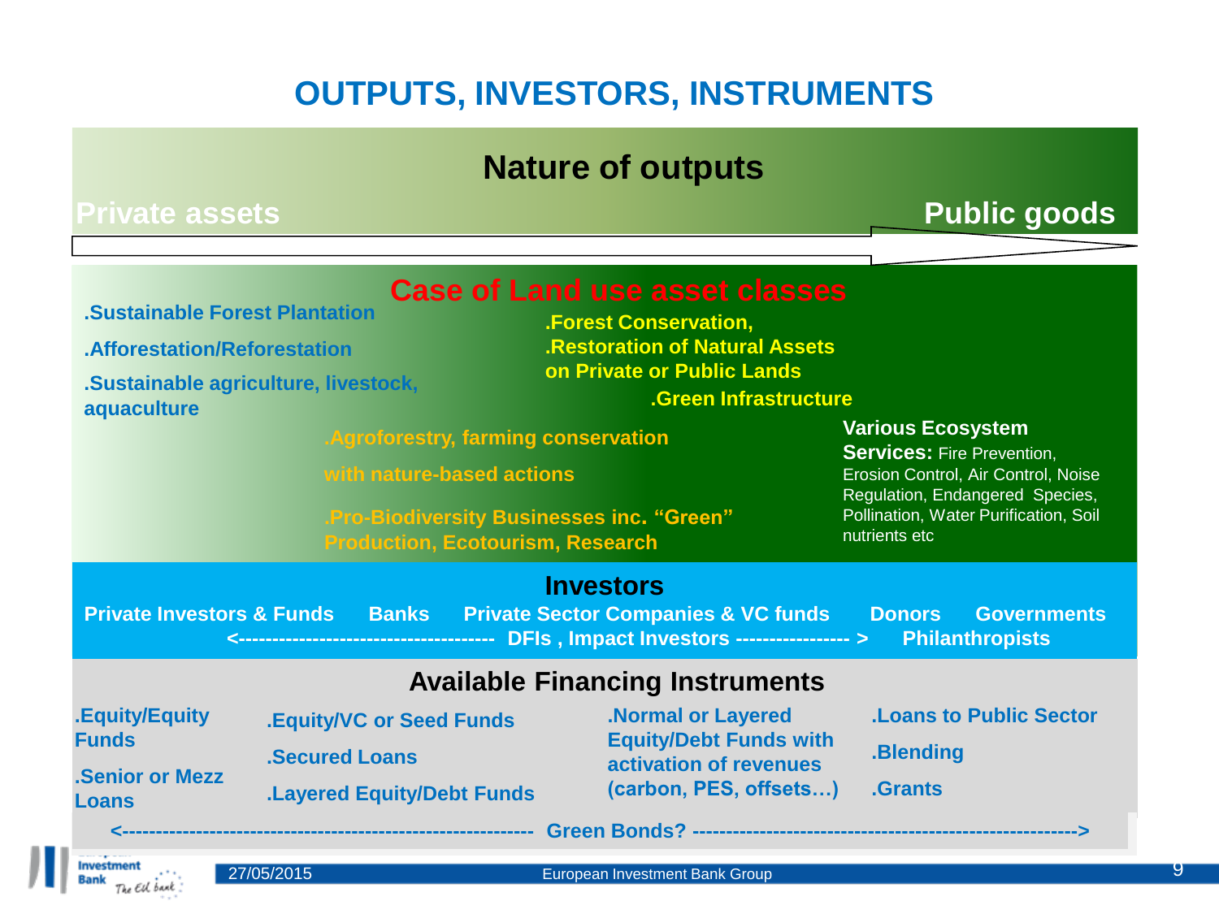# OUTPUTS, INVESTORS, INSTRUMENTS

## Nature of outputs

**Private assets** → **Public goods**

### Case of Land use asset classes

- .Sustainable Forest Plantation
- .Afforestation/Reforestation
- .Sustainable agriculture, livestock, aquaculture

- .Forest Conservation,
- .Restoration of Natural Assets on Private or Public Lands
- .Green Infrastructure

- .Agroforestry, farming conservation with nature-based actions
- .Pro-Biodiversity Businesses inc. "Green" Production, Ecotourism, Research

**Various Ecosystem Services:** Fire Prevention, Erosion Control, Air Control, Noise Regulation, Endangered Species, Pollination, Water Purification, Soil nutrients etc

## Investors

**Private Investors & Funds** **Banks** **Private Sector Companies & VC funds** **Donors** **Governments**

<------------------------------------ **DFIs , Impact Investors** ---------------- > **Philanthropists**

## Available Financing Instruments

- .Equity/Equity Funds
- .Senior or Mezz Loans

- .Equity/VC or Seed Funds
- .Secured Loans
- .Layered Equity/Debt Funds

- .Normal or Layered Equity/Debt Funds with activation of revenues (carbon, PES, offsets…)

- .Loans to Public Sector
- .Blending
- .Grants

<---------------------------------------------------------- **Green Bonds?** ----------------------------------------------------->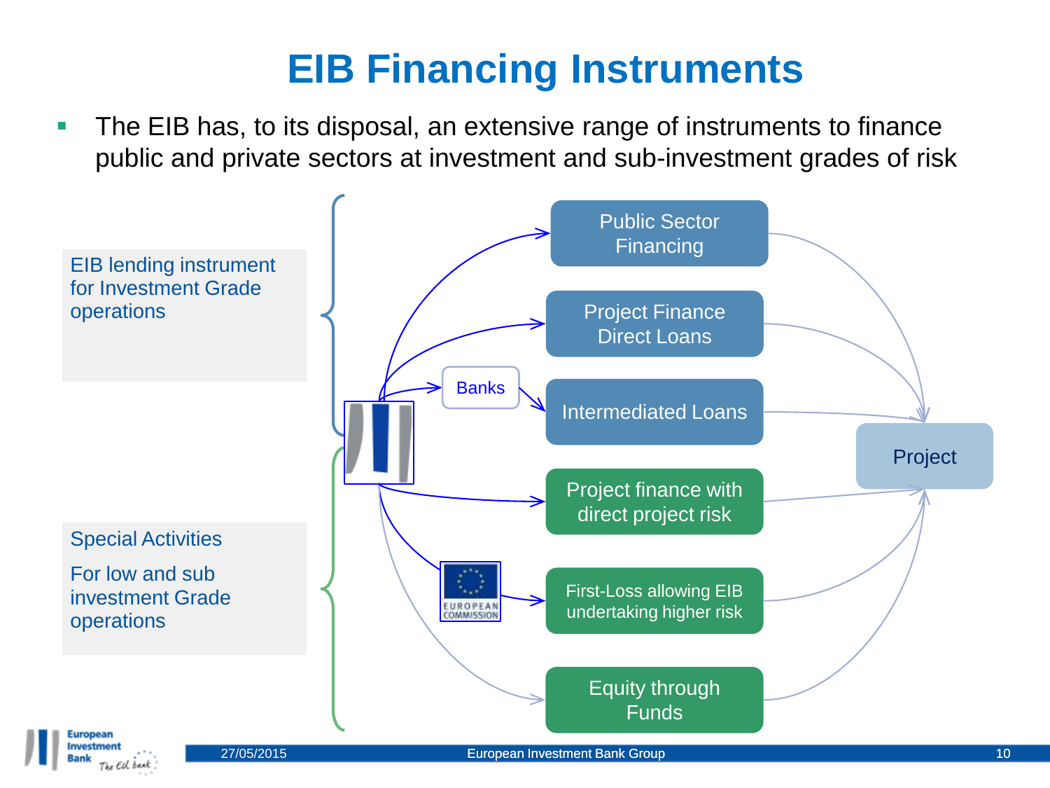# EIB Financing Instruments

- The EIB has, to its disposal, an extensive range of instruments to finance public and private sectors at investment and sub-investment grades of risk

**EIB lending instrument for Investment Grade operations**

- Public Sector Financing
- Project Finance Direct Loans
- Banks → Intermediated Loans

**Special Activities**

For low and sub investment Grade operations

- Project finance with direct project risk
- European Commission → First-Loss allowing EIB undertaking higher risk
- Equity through Funds

All instruments → Project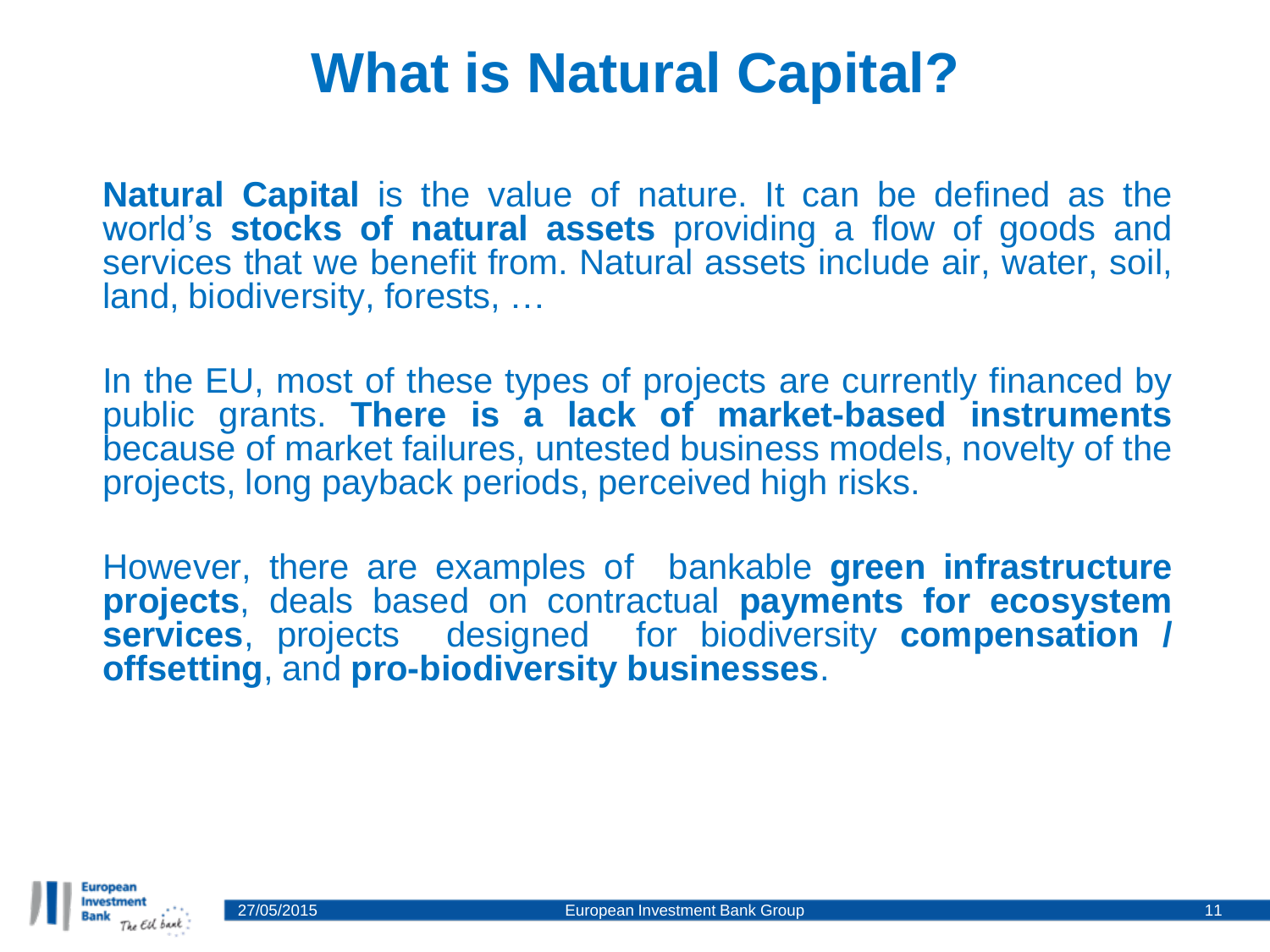# What is Natural Capital?

**Natural Capital** is the value of nature. It can be defined as the world's **stocks of natural assets** providing a flow of goods and services that we benefit from. Natural assets include air, water, soil, land, biodiversity, forests, …

In the EU, most of these types of projects are currently financed by public grants. **There is a lack of market-based instruments** because of market failures, untested business models, novelty of the projects, long payback periods, perceived high risks.

However, there are examples of bankable **green infrastructure projects**, deals based on contractual **payments for ecosystem services**, projects designed for biodiversity **compensation / offsetting**, and **pro-biodiversity businesses**.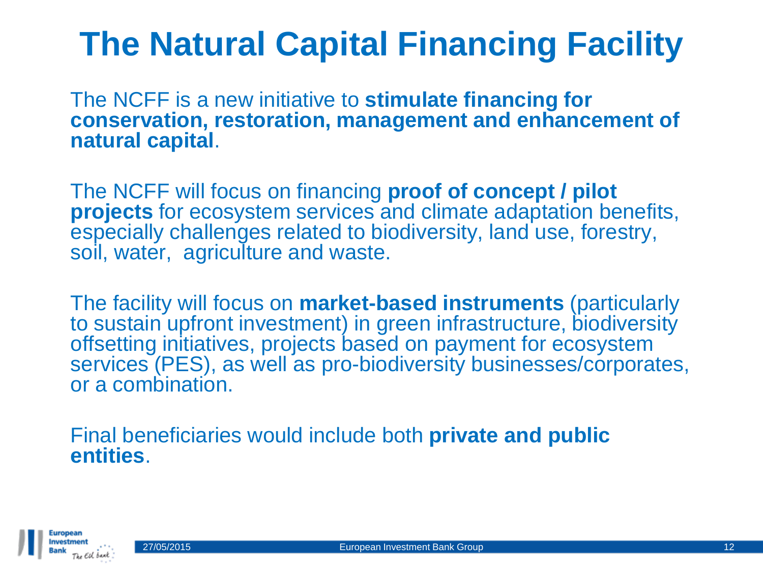# The Natural Capital Financing Facility

The NCFF is a new initiative to **stimulate financing for conservation, restoration, management and enhancement of natural capital**.

The NCFF will focus on financing **proof of concept / pilot projects** for ecosystem services and climate adaptation benefits, especially challenges related to biodiversity, land use, forestry, soil, water, agriculture and waste.

The facility will focus on **market-based instruments** (particularly to sustain upfront investment) in green infrastructure, biodiversity offsetting initiatives, projects based on payment for ecosystem services (PES), as well as pro-biodiversity businesses/corporates, or a combination.

Final beneficiaries would include both **private and public entities**.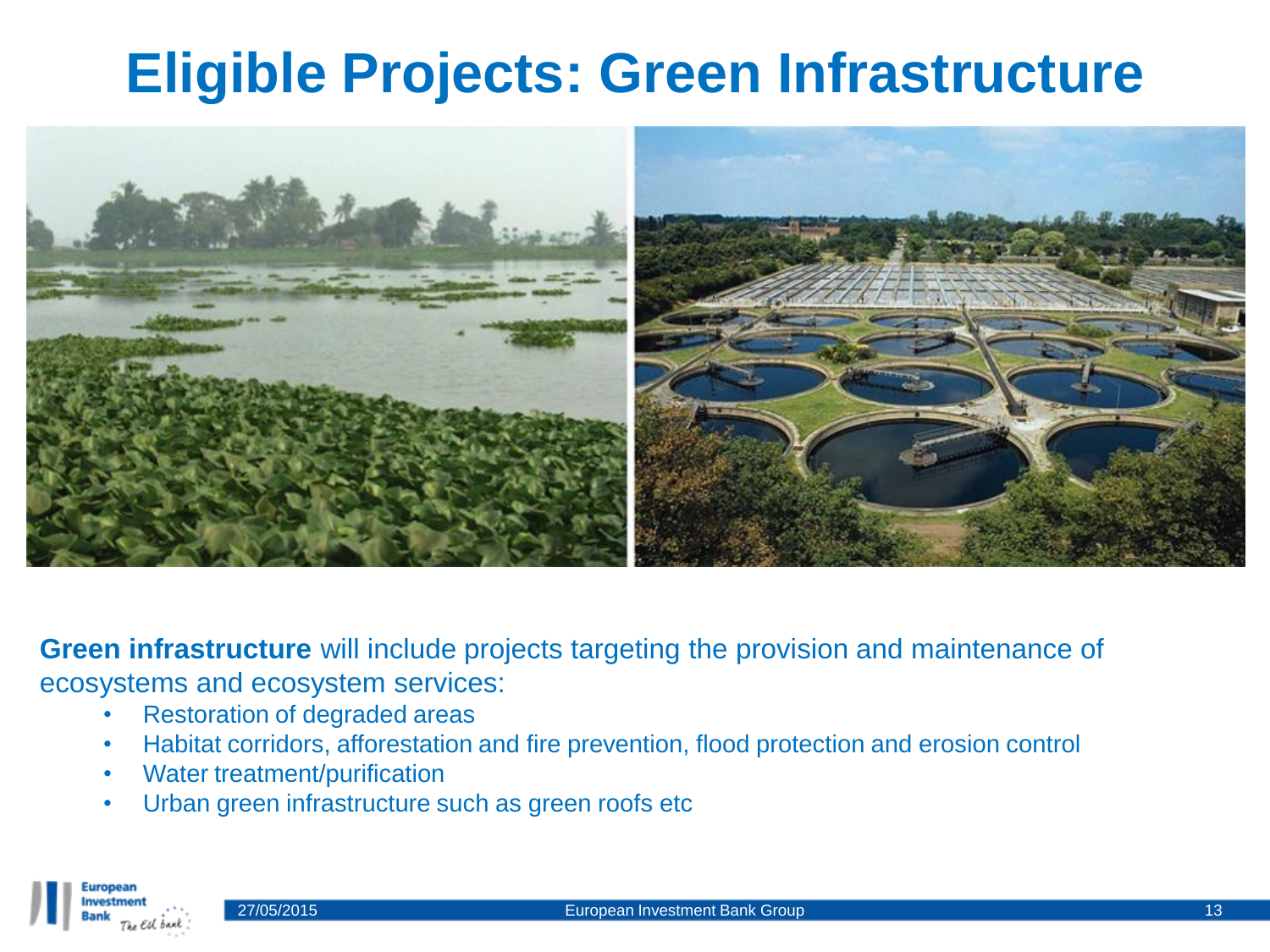# Eligible Projects: Green Infrastructure

**Green infrastructure** will include projects targeting the provision and maintenance of ecosystems and ecosystem services:

- Restoration of degraded areas
- Habitat corridors, afforestation and fire prevention, flood protection and erosion control
- Water treatment/purification
- Urban green infrastructure such as green roofs etc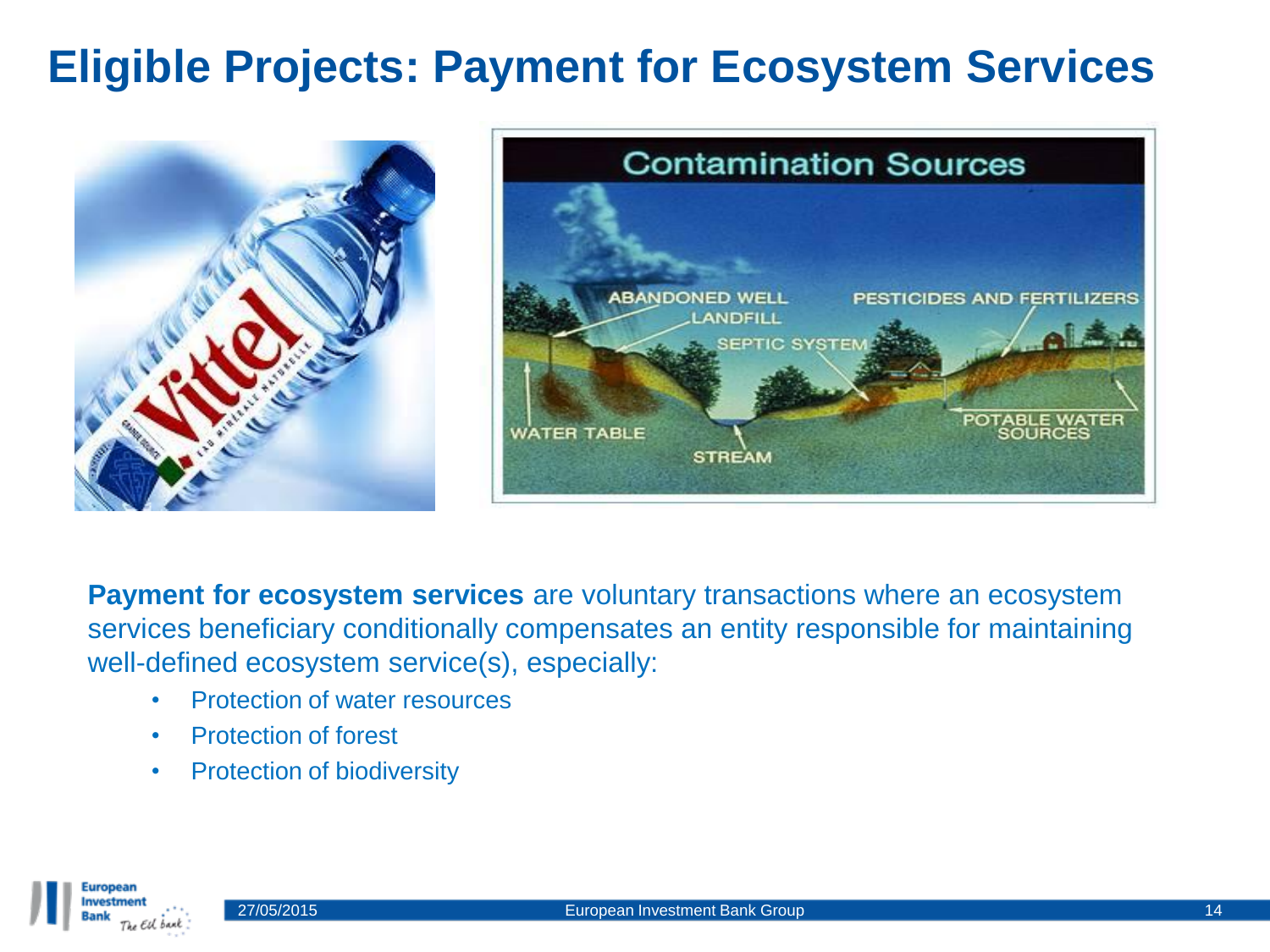# Eligible Projects: Payment for Ecosystem Services

**Payment for ecosystem services** are voluntary transactions where an ecosystem services beneficiary conditionally compensates an entity responsible for maintaining well-defined ecosystem service(s), especially:

- Protection of water resources
- Protection of forest
- Protection of biodiversity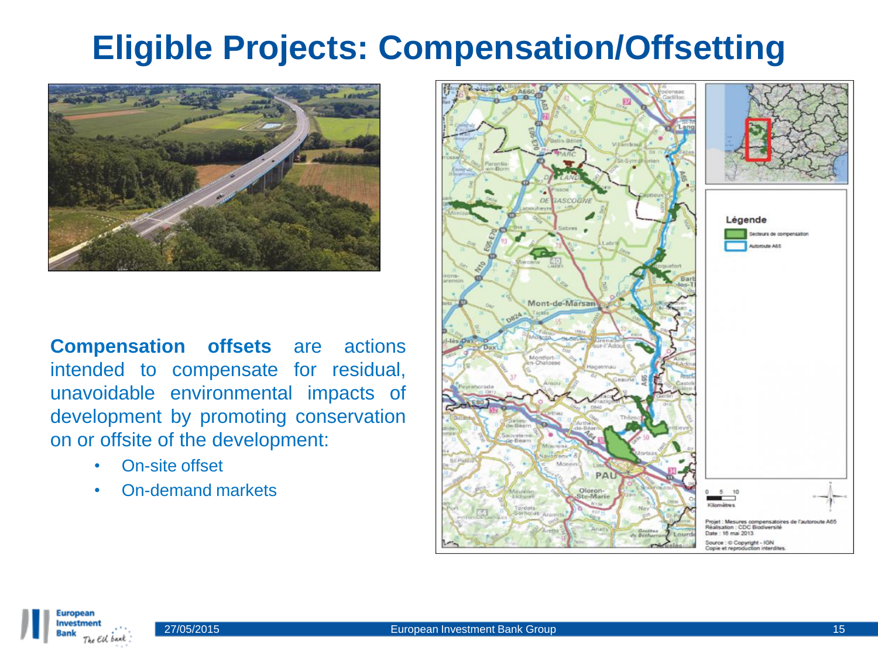# Eligible Projects: Compensation/Offsetting

**Compensation offsets** are actions intended to compensate for residual, unavoidable environmental impacts of development by promoting conservation on or offsite of the development:

- On-site offset
- On-demand markets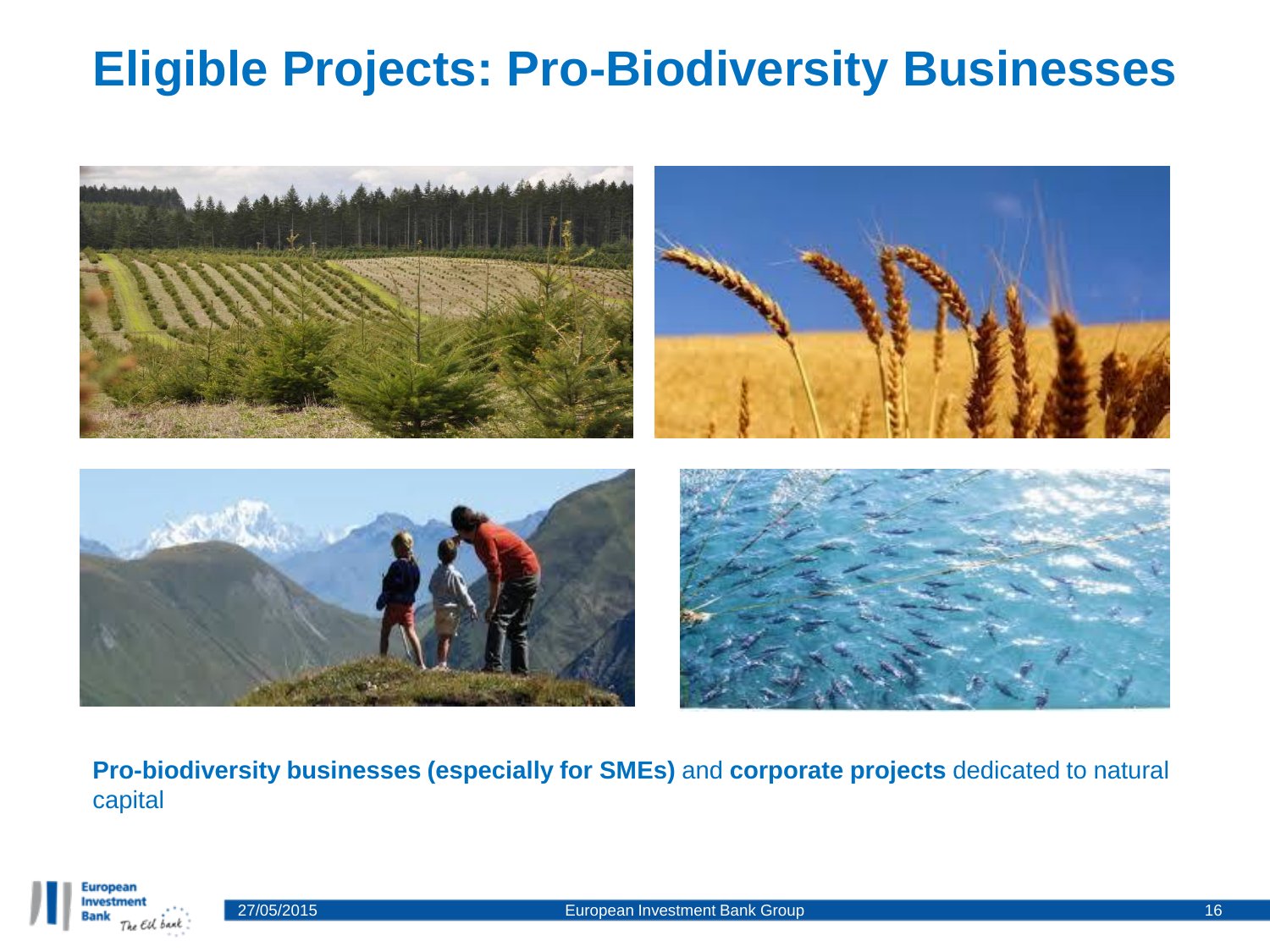# Eligible Projects: Pro-Biodiversity Businesses

**Pro-biodiversity businesses (especially for SMEs)** and **corporate projects** dedicated to natural capital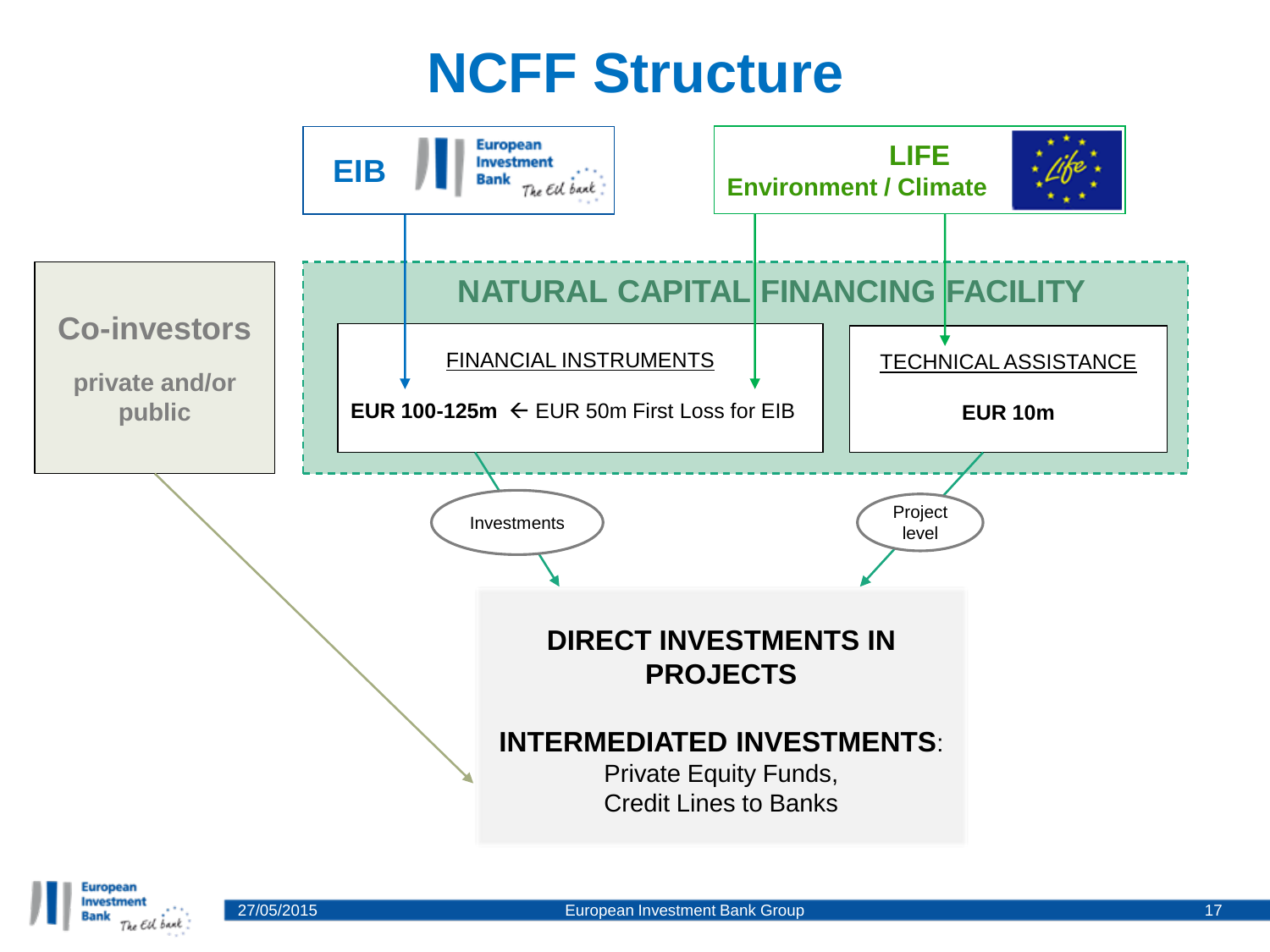# NCFF Structure

EIB — European Investment Bank, The EU bank

LIFE
Environment / Climate

## NATURAL CAPITAL FINANCING FACILITY

**Co-investors**

**private and/or public**

FINANCIAL INSTRUMENTS

**EUR 100-125m** ← EUR 50m First Loss for EIB

TECHNICAL ASSISTANCE

**EUR 10m**

Investments

Project level

**DIRECT INVESTMENTS IN PROJECTS**

**INTERMEDIATED INVESTMENTS**:
Private Equity Funds,
Credit Lines to Banks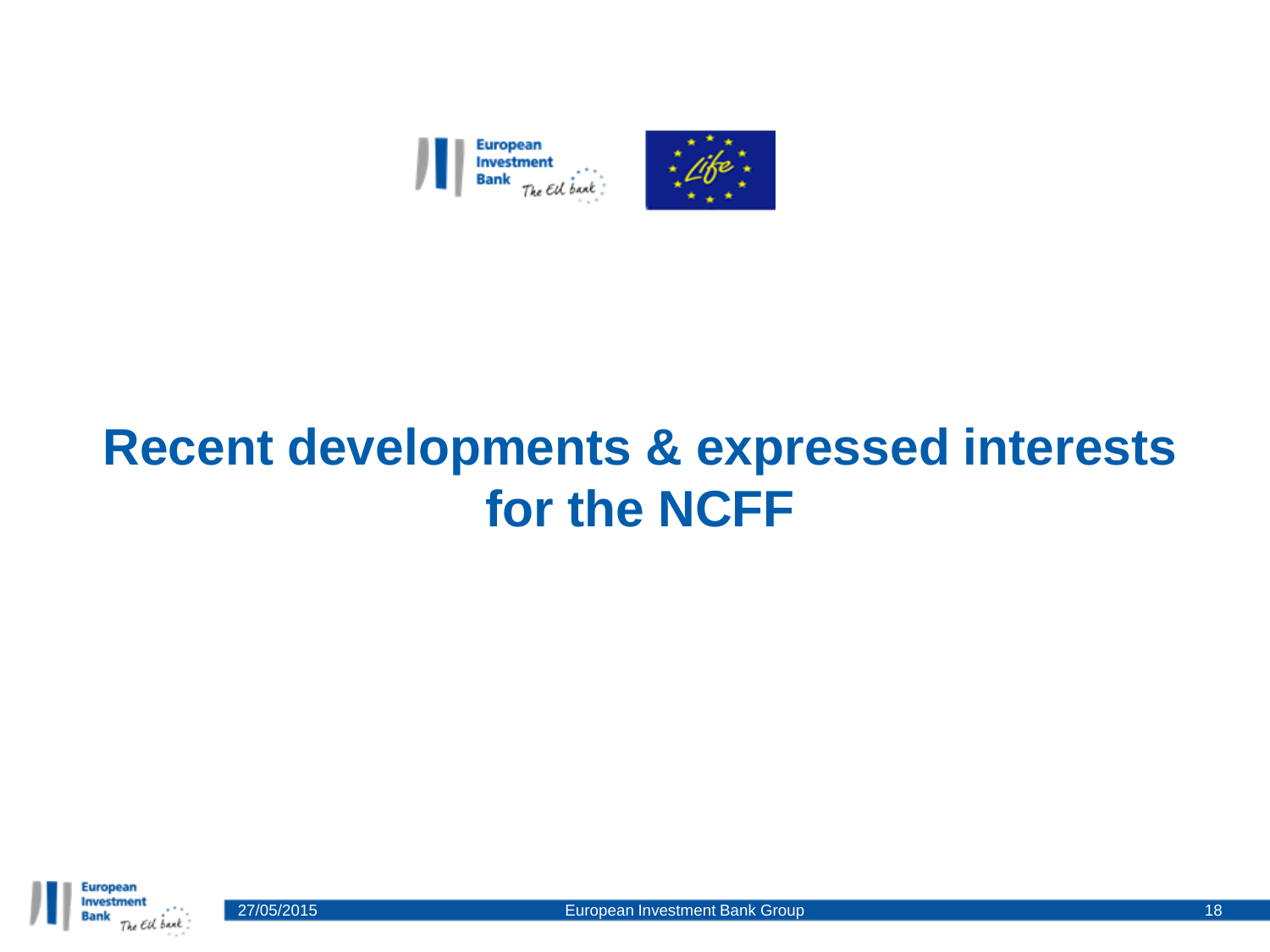# Recent developments & expressed interests for the NCFF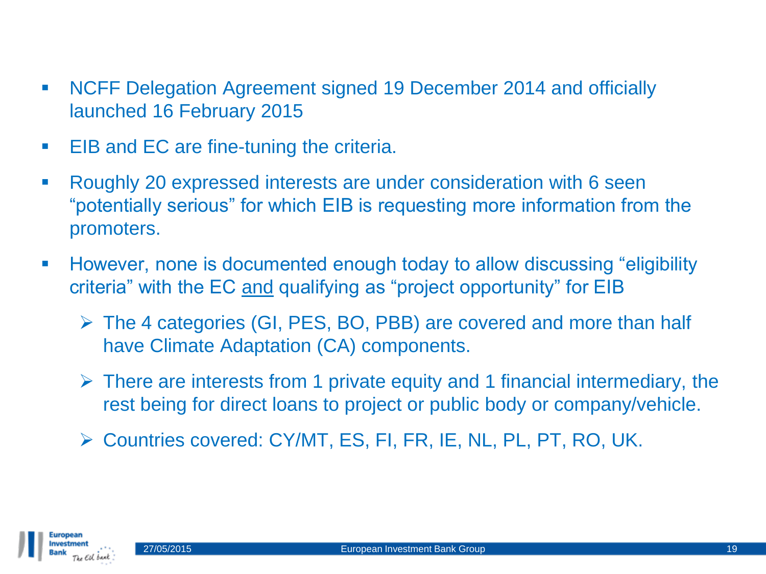- NCFF Delegation Agreement signed 19 December 2014 and officially launched 16 February 2015
- EIB and EC are fine-tuning the criteria.
- Roughly 20 expressed interests are under consideration with 6 seen "potentially serious" for which EIB is requesting more information from the promoters.
- However, none is documented enough today to allow discussing "eligibility criteria" with the EC <u>and</u> qualifying as "project opportunity" for EIB
  - The 4 categories (GI, PES, BO, PBB) are covered and more than half have Climate Adaptation (CA) components.
  - There are interests from 1 private equity and 1 financial intermediary, the rest being for direct loans to project or public body or company/vehicle.
  - Countries covered: CY/MT, ES, FI, FR, IE, NL, PL, PT, RO, UK.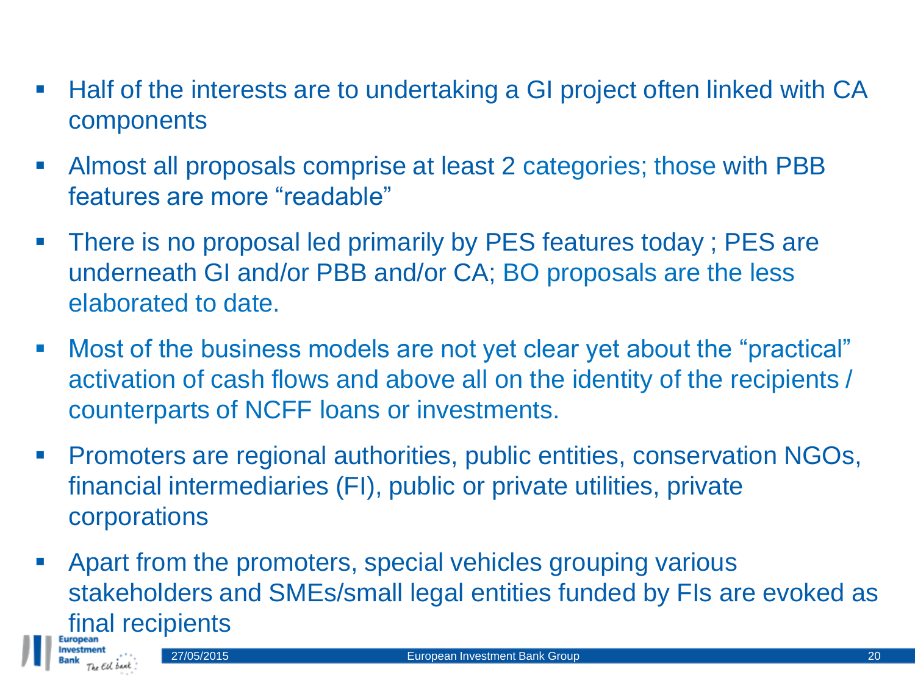- Half of the interests are to undertaking a GI project often linked with CA components
- Almost all proposals comprise at least 2 categories; those with PBB features are more "readable"
- There is no proposal led primarily by PES features today ; PES are underneath GI and/or PBB and/or CA; BO proposals are the less elaborated to date.
- Most of the business models are not yet clear yet about the "practical" activation of cash flows and above all on the identity of the recipients / counterparts of NCFF loans or investments.
- Promoters are regional authorities, public entities, conservation NGOs, financial intermediaries (FI), public or private utilities, private corporations
- Apart from the promoters, special vehicles grouping various stakeholders and SMEs/small legal entities funded by FIs are evoked as final recipients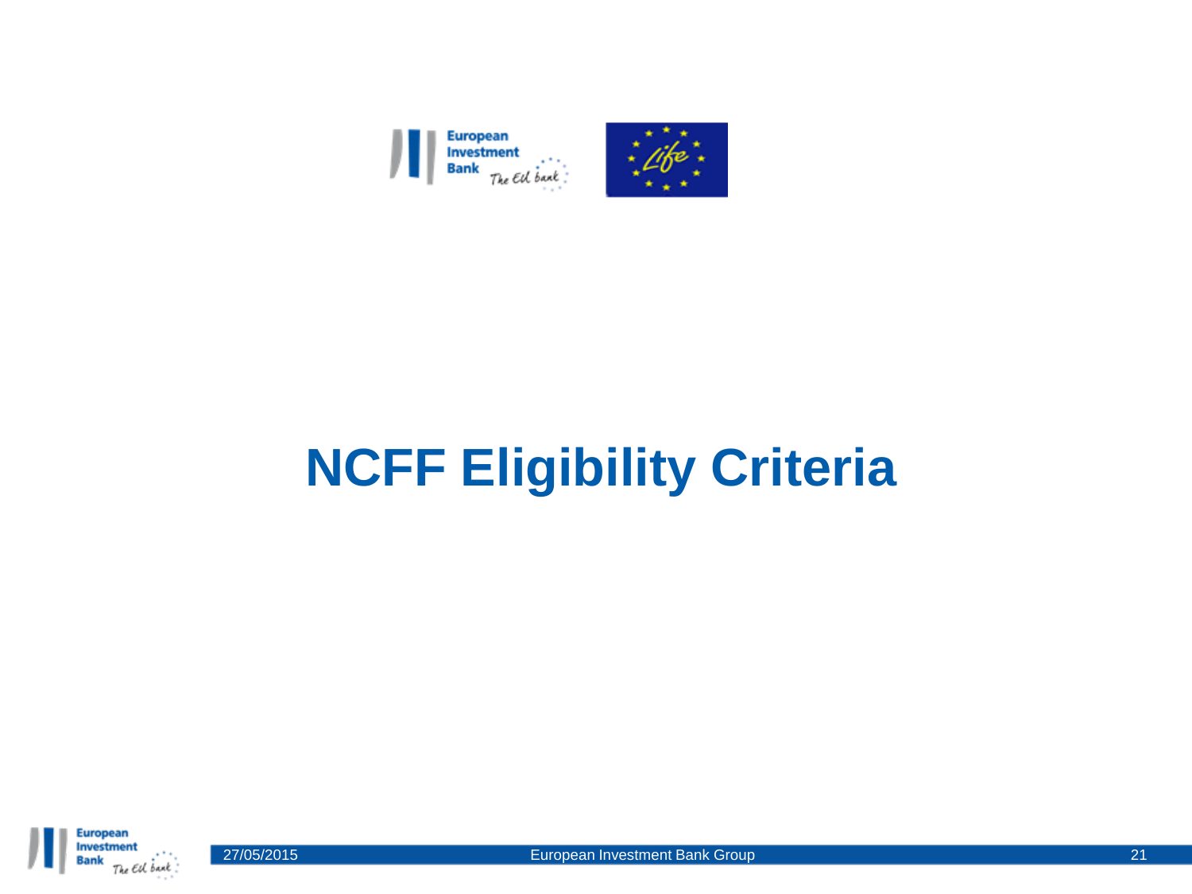# NCFF Eligibility Criteria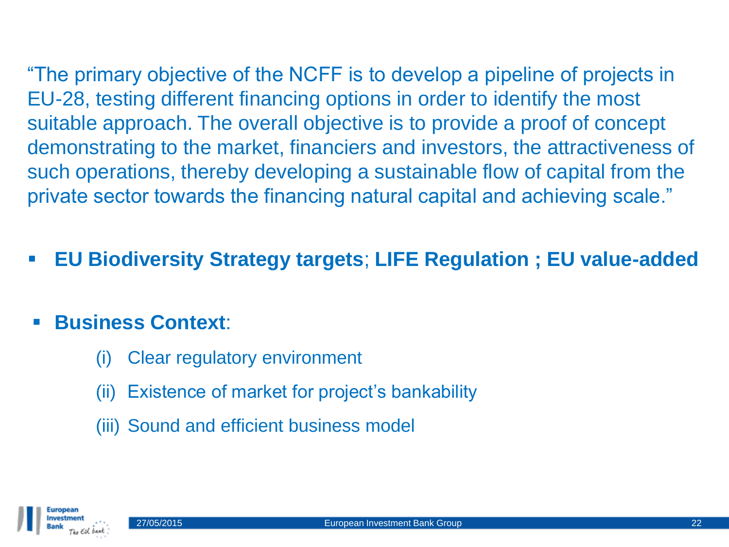"The primary objective of the NCFF is to develop a pipeline of projects in EU-28, testing different financing options in order to identify the most suitable approach. The overall objective is to provide a proof of concept demonstrating to the market, financiers and investors, the attractiveness of such operations, thereby developing a sustainable flow of capital from the private sector towards the financing natural capital and achieving scale."

- **EU Biodiversity Strategy targets**; **LIFE Regulation ; EU value-added**

- **Business Context**:
  - (i) Clear regulatory environment
  - (ii) Existence of market for project's bankability
  - (iii) Sound and efficient business model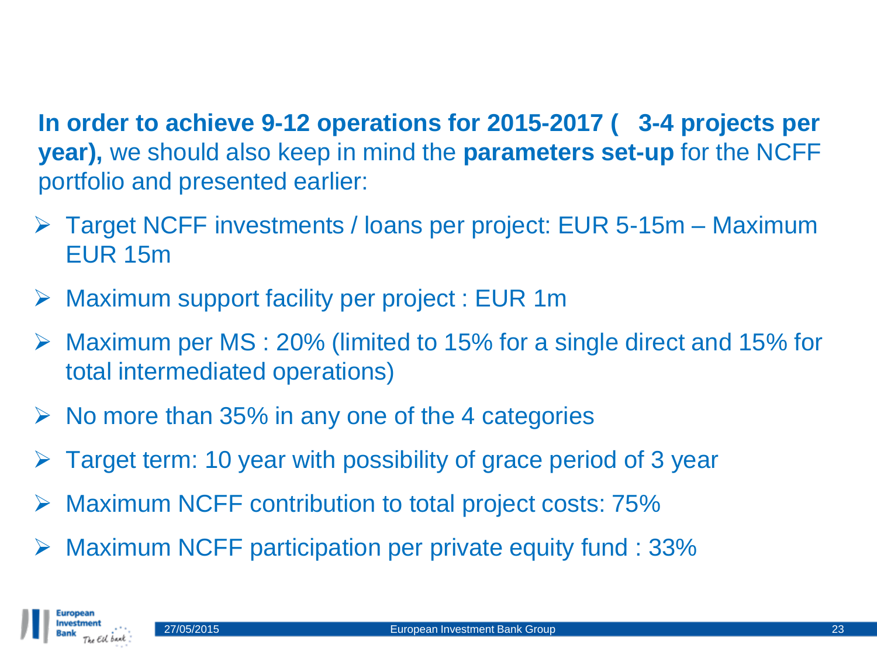**In order to achieve 9-12 operations for 2015-2017 (   3-4 projects per year),** we should also keep in mind the **parameters set-up** for the NCFF portfolio and presented earlier:

- Target NCFF investments / loans per project: EUR 5-15m – Maximum EUR 15m
- Maximum support facility per project : EUR 1m
- Maximum per MS : 20% (limited to 15% for a single direct and 15% for total intermediated operations)
- No more than 35% in any one of the 4 categories
- Target term: 10 year with possibility of grace period of 3 year
- Maximum NCFF contribution to total project costs: 75%
- Maximum NCFF participation per private equity fund : 33%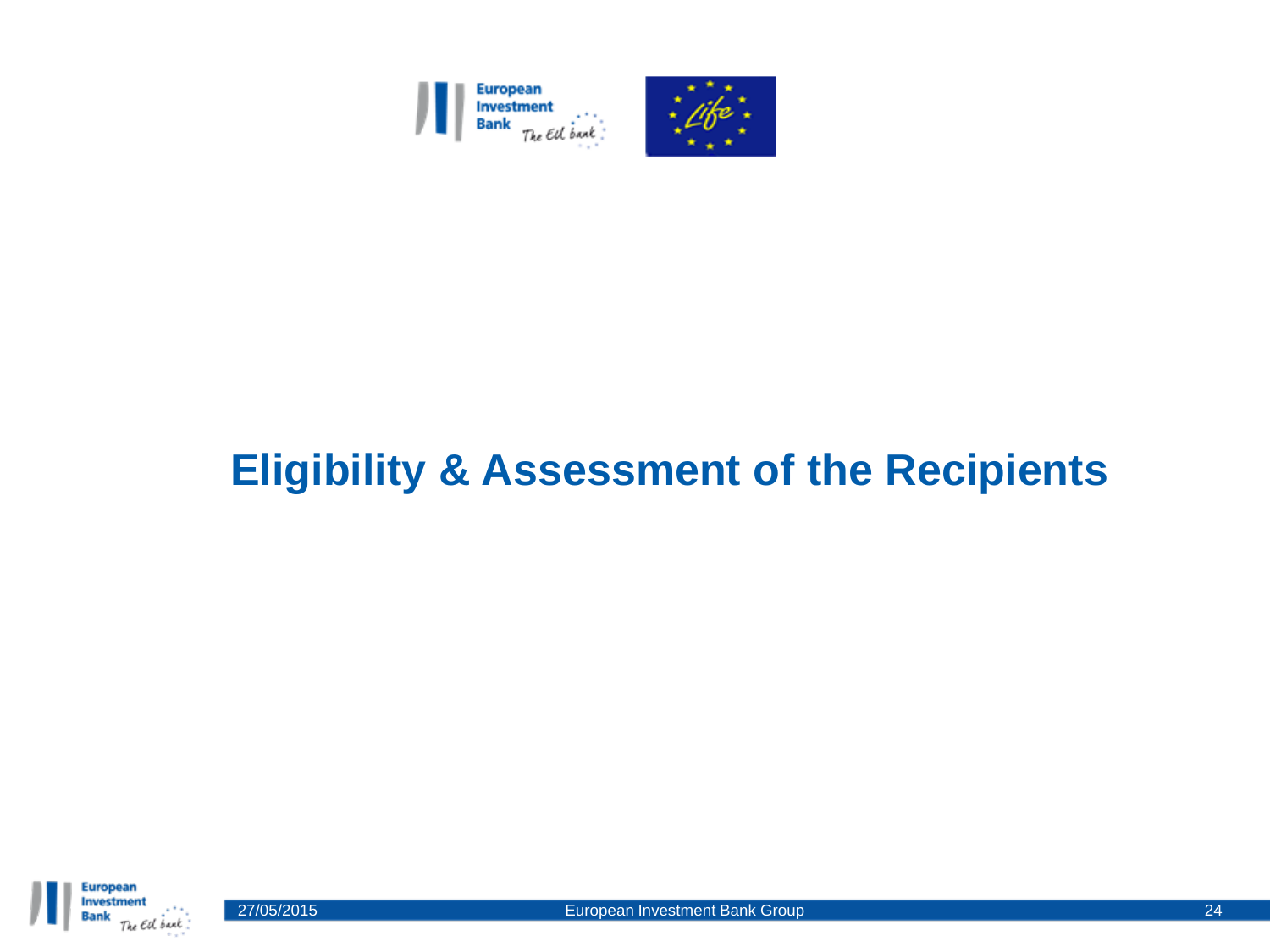# Eligibility & Assessment of the Recipients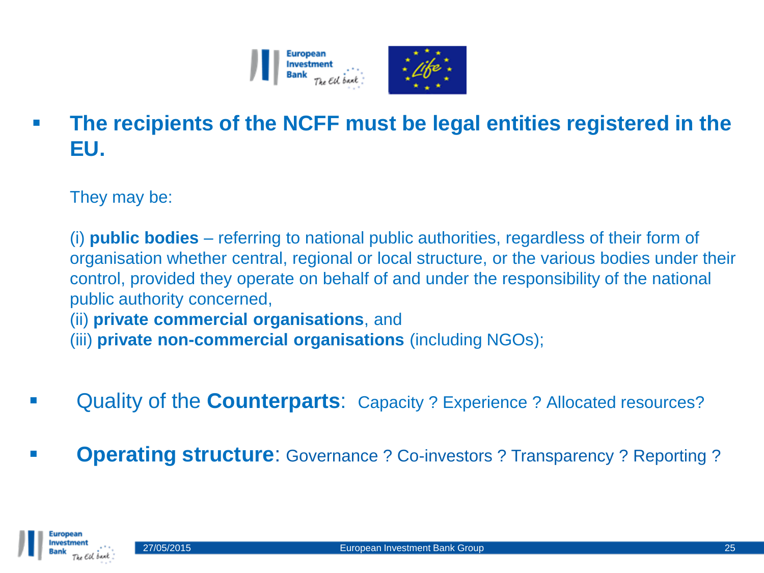- **The recipients of the NCFF must be legal entities registered in the EU.**

  They may be:

  (i) **public bodies** – referring to national public authorities, regardless of their form of organisation whether central, regional or local structure, or the various bodies under their control, provided they operate on behalf of and under the responsibility of the national public authority concerned,
  (ii) **private commercial organisations**, and
  (iii) **private non-commercial organisations** (including NGOs);

- Quality of the **Counterparts**: Capacity ? Experience ? Allocated resources?

- **Operating structure**: Governance ? Co-investors ? Transparency ? Reporting ?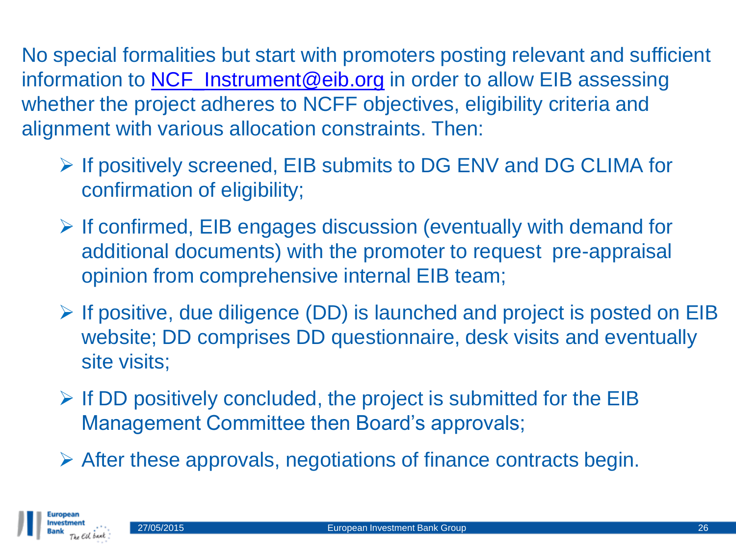No special formalities but start with promoters posting relevant and sufficient information to NCF_Instrument@eib.org in order to allow EIB assessing whether the project adheres to NCFF objectives, eligibility criteria and alignment with various allocation constraints. Then:

- If positively screened, EIB submits to DG ENV and DG CLIMA for confirmation of eligibility;
- If confirmed, EIB engages discussion (eventually with demand for additional documents) with the promoter to request pre-appraisal opinion from comprehensive internal EIB team;
- If positive, due diligence (DD) is launched and project is posted on EIB website; DD comprises DD questionnaire, desk visits and eventually site visits;
- If DD positively concluded, the project is submitted for the EIB Management Committee then Board's approvals;
- After these approvals, negotiations of finance contracts begin.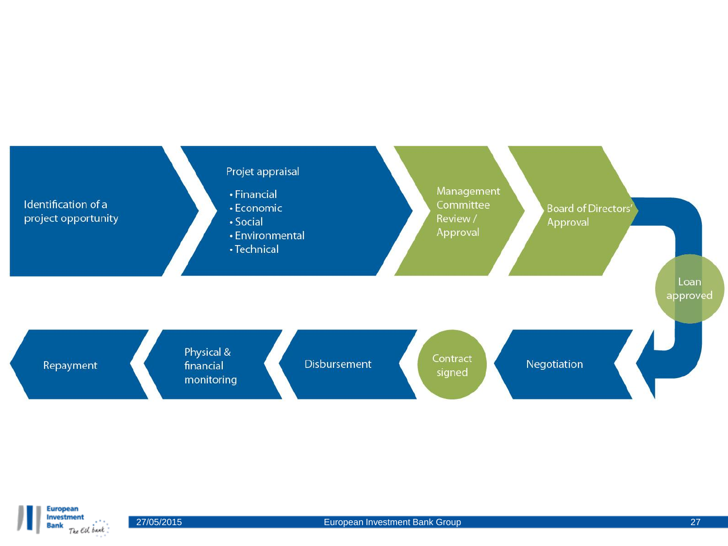- Identification of a project opportunity
- Projet appraisal
  - Financial
  - Economic
  - Social
  - Environmental
  - Technical
- Management Committee Review / Approval
- Board of Directors' Approval
- Loan approved
- Negotiation
- Contract signed
- Disbursement
- Physical & financial monitoring
- Repayment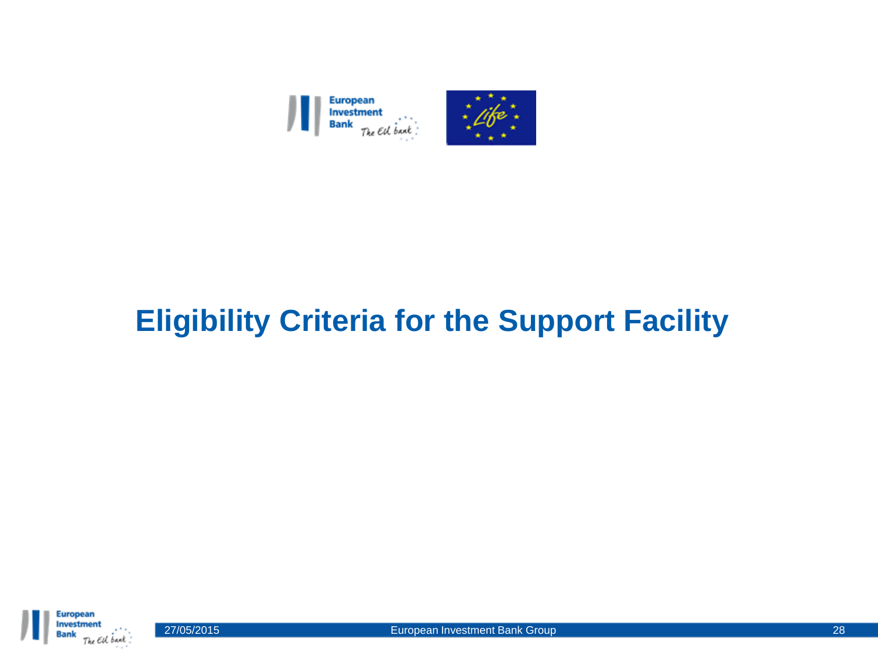# Eligibility Criteria for the Support Facility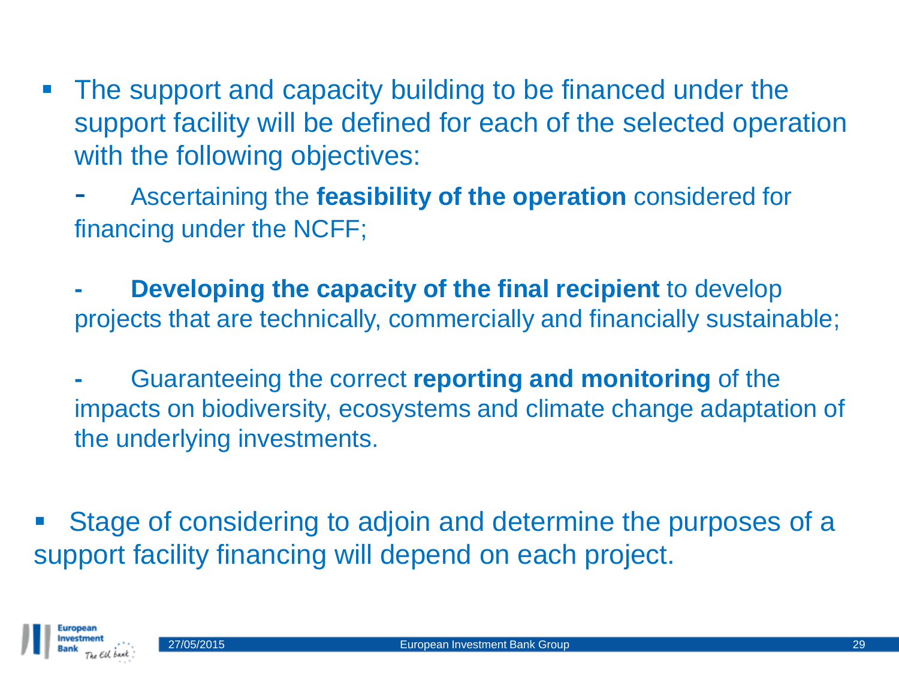- The support and capacity building to be financed under the support facility will be defined for each of the selected operation with the following objectives:
  - Ascertaining the **feasibility of the operation** considered for financing under the NCFF;
  - **Developing the capacity of the final recipient** to develop projects that are technically, commercially and financially sustainable;
  - Guaranteeing the correct **reporting and monitoring** of the impacts on biodiversity, ecosystems and climate change adaptation of the underlying investments.

- Stage of considering to adjoin and determine the purposes of a support facility financing will depend on each project.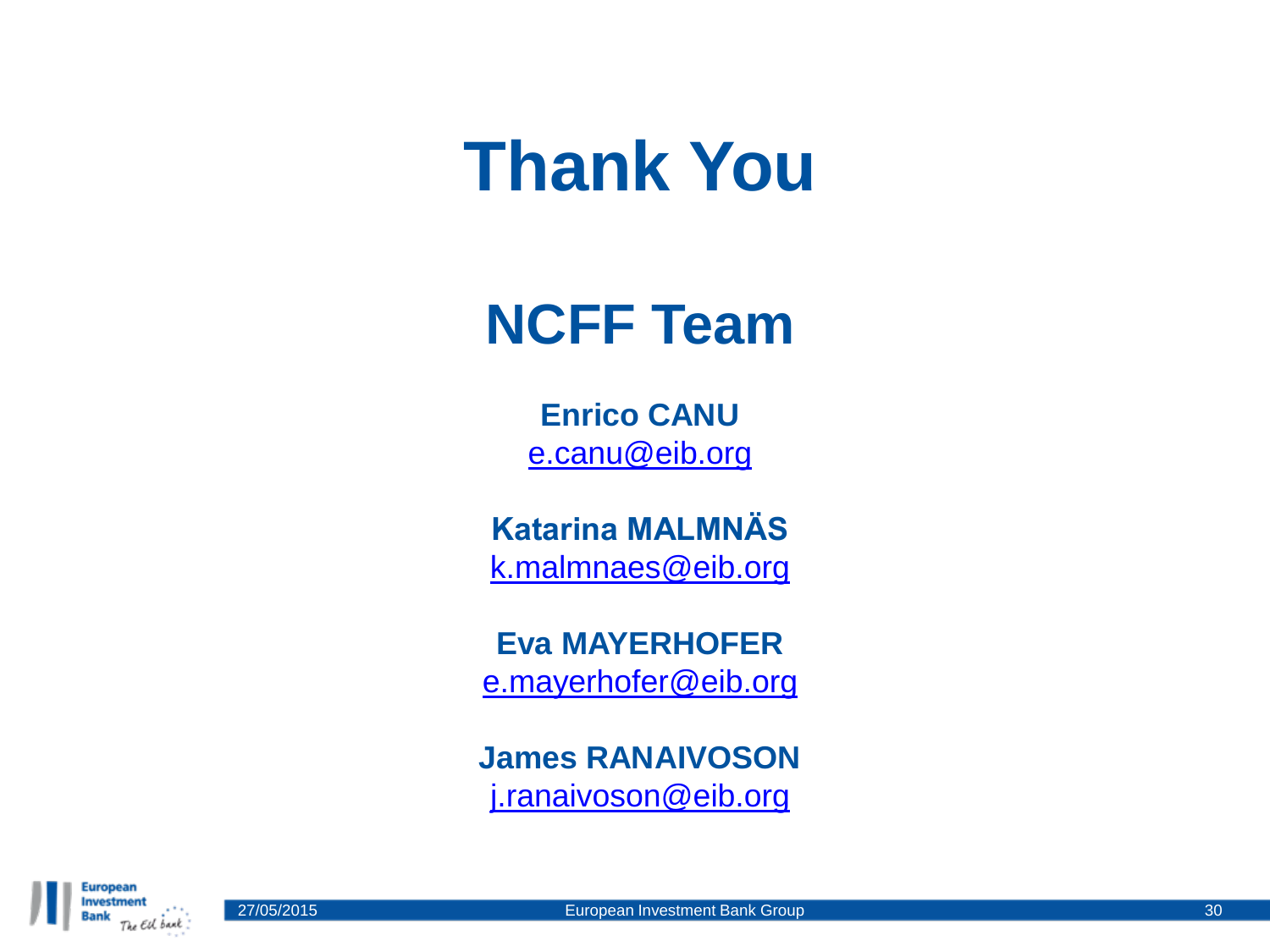# Thank You

## NCFF Team

**Enrico CANU**
e.canu@eib.org

**Katarina MALMNÄS**
k.malmnaes@eib.org

**Eva MAYERHOFER**
e.mayerhofer@eib.org

**James RANAIVOSON**
j.ranaivoson@eib.org